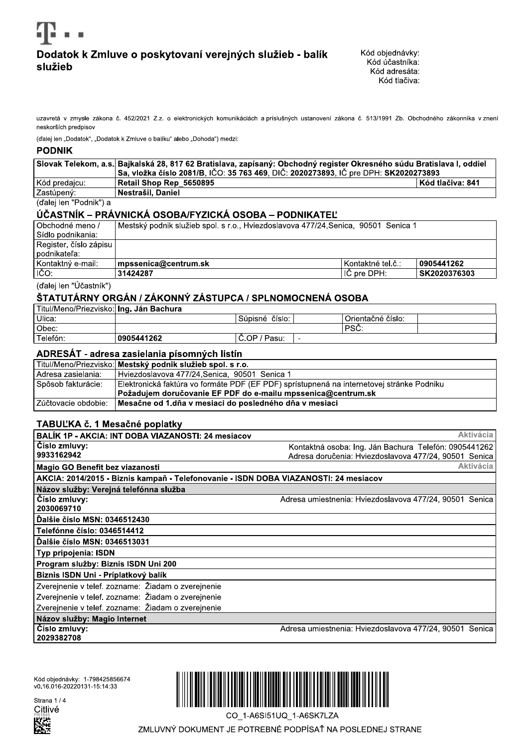# Dodatok k Zmluve o poskytovaní verejných služieb - balík služieb

Kód objednávky:
Kód účastníka:
Kód adresáta:
Kód tlačiva:

uzavretá v zmysle zákona č. 452/2021 Z.z. o elektronických komunikáciách a príslušných ustanovení zákona č. 513/1991 Zb. Obchodného zákonníka v znení neskorších predpisov

(ďalej len „Dodatok", „Dodatok k Zmluve o balíku" alebo „Dohoda") medzi:

## PODNIK

| Slovak Telekom, a.s. | Bajkalská 28, 817 62 Bratislava, zapísaný: Obchodný register Okresného súdu Bratislava I, oddiel Sa, vložka číslo 2081/B, IČO: 35 763 469, DIČ: 2020273893, IČ pre DPH: SK2020273893 | |
|---|---|---|
| Kód predajcu: | **Retail Shop Rep_5650895** | **Kód tlačiva: 841** |
| Zastúpený: | **Nestrašil, Daniel** | |

(ďalej len "Podnik") a

## ÚČASTNÍK – PRÁVNICKÁ OSOBA/FYZICKÁ OSOBA – PODNIKATEĽ

| Obchodné meno / Sídlo podnikania: | Mestský podnik služieb spol. s r.o., Hviezdoslavova 477/24,Senica, 90501 Senica 1 | | |
|---|---|---|---|
| Register, číslo zápisu podnikateľa: | | | |
| Kontaktný e-mail: | **mpssenica@centrum.sk** | Kontaktné tel.č.: | **0905441262** |
| IČO: | **31424287** | IČ pre DPH: | **SK2020376303** |

(ďalej len "Účastník")

## ŠTATUTÁRNY ORGÁN / ZÁKONNÝ ZÁSTUPCA / SPLNOMOCNENÁ OSOBA

| Titul/Meno/Priezvisko: | **Ing. Ján Bachura** | | | | |
|---|---|---|---|---|---|
| Ulica: | | Súpisné číslo: | | Orientačné číslo: | |
| Obec: | | | | PSČ: | |
| Telefón: | **0905441262** | Č.OP / Pasu: | - | | |

## ADRESÁT - adresa zasielania písomných listín

| Titul/Meno/Priezvisko: | **Mestský podnik služieb spol. s r.o.** |
|---|---|
| Adresa zasielania: | Hviezdoslavova 477/24,Senica, 90501 Senica 1 |
| Spôsob fakturácie: | Elektronická faktúra vo formáte PDF (EF PDF) sprístupnená na internetovej stránke Podniku<br>**Požadujem doručovanie EF PDF do e-mailu mpssenica@centrum.sk** |
| Zúčtovacie obdobie: | **Mesačne od 1.dňa v mesiaci do posledného dňa v mesiaci** |

## TABUĽKA č. 1 Mesačné poplatky

| **BALÍK 1P - AKCIA: INT DOBA VIAZANOSTI: 24 mesiacov** | Aktivácia |
|---|---|
| **Číslo zmluvy:**<br>**9933162942** | Kontaktná osoba: Ing. Ján Bachura Telefón: 0905441262<br>Adresa doručenia: Hviezdoslavova 477/24, 90501 Senica |
| **Magio GO Benefit bez viazanosti** | Aktivácia |
| **AKCIA: 2014/2015 - Biznis kampaň - Telefonovanie - ISDN DOBA VIAZANOSTI: 24 mesiacov** | |
| **Názov služby: Verejná telefónna služba** | |
| **Číslo zmluvy:**<br>**2030069710** | Adresa umiestnenia: Hviezdoslavova 477/24, 90501 Senica |
| **Ďalšie číslo MSN: 0346512430** | |
| **Telefónne číslo: 0346514412** | |
| **Ďalšie číslo MSN: 0346513031** | |
| **Typ pripojenia: ISDN** | |
| **Program služby: Biznis ISDN Uni 200** | |
| **Biznis ISDN Uni - Príplatkový balík** | |
| Zverejnenie v telef. zozname: Žiadam o zverejnenie | |
| Zverejnenie v telef. zozname: Žiadam o zverejnenie | |
| Zverejnenie v telef. zozname: Žiadam o zverejnenie | |
| **Názov služby: Magio Internet** | |
| **Číslo zmluvy:**<br>**2029382708** | Adresa umiestnenia: Hviezdoslavova 477/24, 90501 Senica |

Kód objednávky: 1-798425856674
v0.16.016-20220131-15:14:33

Citlivé

CO_1-A6SI51UQ_1-A6SK7LZA

ZMLUVNÝ DOKUMENT JE POTREBNÉ PODPÍSAŤ NA POSLEDNEJ STRANE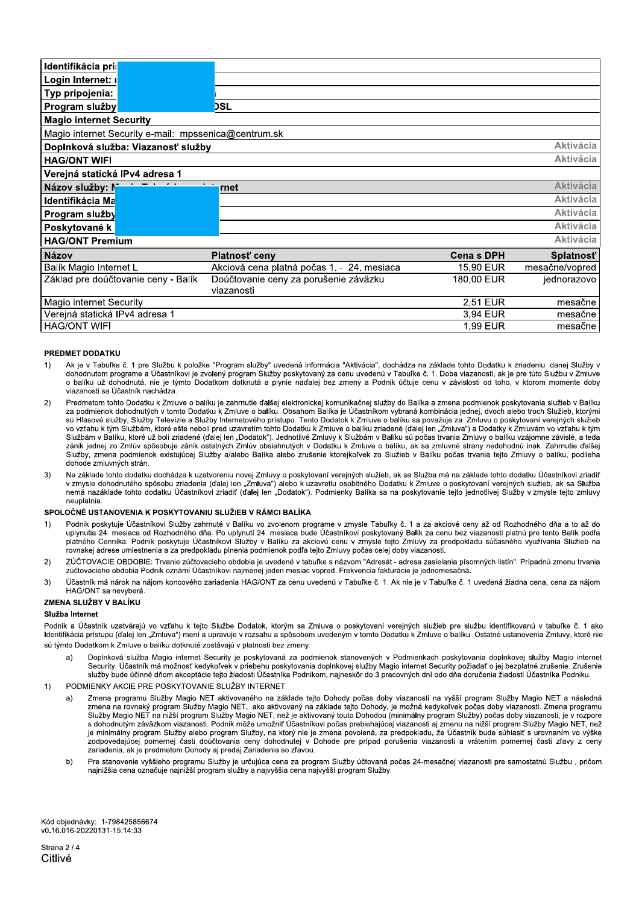| Identifikácia prí | | | |
|---|---|---|---|
| Login Internet: | | | |
| Typ pripojenia: | | | |
| Program služby | DSL | | |
| **Magio internet Security** | | | |
| Magio internet Security e-mail: mpssenica@centrum.sk | | | |
| **Doplnková služba: Viazanosť služby** | | | Aktivácia |
| **HAG/ONT WIFI** | | | Aktivácia |
| **Verejná statická IPv4 adresa 1** | | | |
| **Názov služby:** | rnet | | Aktivácia |
| **Identifikácia Ma** | | | Aktivácia |
| **Program služby** | | | Aktivácia |
| **Poskytované k** | | | Aktivácia |
| **HAG/ONT Premium** | | | Aktivácia |

| Názov | Platnosť ceny | Cena s DPH | Splatnosť |
|---|---|---|---|
| Balík Magio Internet L | Akciová cena platná počas 1. - 24. mesiaca | 15,90 EUR | mesačne/vopred |
| Základ pre doúčtovanie ceny - Balík | Doúčtovanie ceny za porušenie záväzku viazanosti | 180,00 EUR | jednorazovo |
| Magio internet Security | | 2,51 EUR | mesačne |
| Verejná statická IPv4 adresa 1 | | 3,94 EUR | mesačne |
| HAG/ONT WIFI | | 1,99 EUR | mesačne |

### PREDMET DODATKU

1) Ak je v Tabuľke č. 1 pre Službu k položke "Program služby" uvedená informácia "Aktivácia", dochádza na základe tohto Dodatku k zriadeniu danej Služby v dohodnutom programe a Účastníkovi je zvolený program Služby poskytovaný za cenu uvedenú v Tabuľke č. 1. Doba viazanosti, ak je pre túto Službu v Zmluve o balíku už dohodnutá, nie je týmto Dodatkom dotknutá a plynie naďalej bez zmeny a Podnik účtuje cenu v závislosti od toho, v ktorom momente doby viazanosti sa Účastník nachádza.

2) Predmetom tohto Dodatku k Zmluve o balíku je zahrnutie ďalšej elektronickej komunikačnej služby do Balíka a zmena podmienok poskytovania služieb v Balíku za podmienok dohodnutých v tomto Dodatku k Zmluve o balíku. Obsahom Balíka je Účastníkom vybraná kombinácia jednej, dvoch alebo troch Služieb, ktorými sú Hlasové služby, Služby Televízie a Služby Internetového prístupu. Tento Dodatok k Zmluve o balíku sa považuje za Zmluvu o poskytovaní verejných služieb vo vzťahu k tým Službám, ktoré ešte neboli pred uzavretím tohto Dodatku k Zmluve o balíku zriadené (ďalej len „Zmluva") a Dodatky k Zmluvám vo vzťahu k tým Službám v Balíku, ktoré už boli zriadené (ďalej len „Dodatok"). Jednotlivé Zmluvy k Službám v Balíku sú počas trvania Zmluvy o balíku vzájomne závislé, a teda zánik jednej zo Zmlúv spôsobuje zánik ostatných Zmlúv obsiahnutých v Dodatku k Zmluve o balíku, ak sa zmluvné strany nedohodnú inak. Zahrnutie ďalšej Služby, zmena podmienok existujúcej Služby a/alebo Balíka alebo zrušenie ktorejkoľvek zo Služieb v Balíku počas trvania tejto Zmluvy o balíku, podlieha dohode zmluvných strán.

3) Na základe tohto dodatku dochádza k uzatvoreniu novej Zmluvy o poskytovaní verejných služieb, ak sa Služba má na základe tohto dodatku Účastníkovi zriadiť v zmysle dohodnutého spôsobu zriadenia (ďalej len „Zmluva") alebo k uzavretiu osobitného Dodatku k Zmluve o poskytovaní verejných služieb, ak sa Služba nemá nazáklade tohto dodatku Účastníkovi zriadiť (ďalej len „Dodatok"). Podmienky Balíka sa na poskytovanie tejto jednotlivej Služby v zmysle tejto zmluvy neuplatnia.

### SPOLOČNÉ USTANOVENIA K POSKYTOVANIU SLUŽIEB V RÁMCI BALÍKA

1) Podnik poskytuje Účastníkovi Služby zahrnuté v Balíku vo zvolenom programe v zmysle Tabuľky č. 1 a za akciové ceny až od Rozhodného dňa a to až do uplynutia 24. mesiaca od Rozhodného dňa. Po uplynutí 24. mesiaca bude Účastníkovi poskytovaný Balík za cenu bez viazanosti platnú pre tento Balík podľa platného Cenníka. Podnik poskytuje Účastníkovi Služby v Balíku za akciovú cenu v zmysle tejto Zmluvy za predpokladu súčasného využívania Služieb na rovnakej adrese umiestnenia a za predpokladu plnenia podmienok podľa tejto Zmluvy počas celej doby viazanosti.

2) ZÚČTOVACIE OBDOBIE: Trvanie zúčtovacieho obdobia je uvedené v tabuľke s názvom "Adresát - adresa zasielania písomných listín". Prípadnú zmenu trvania zúčtovacieho obdobia Podnik oznámi Účastníkovi najmenej jeden mesiac vopred. Frekvencia fakturácie je jednomesačná.

3) Účastník má nárok na nájom koncového zariadenia HAG/ONT za cenu uvedenú v Tabuľke č. 1. Ak nie je v Tabuľke č. 1 uvedená žiadna cena, cena za nájom HAG/ONT sa nevyberá.

### ZMENA SLUŽBY V BALÍKU

#### Služba Internet

Podnik a Účastník uzatvárajú vo vzťahu k tejto Službe Dodatok, ktorým sa Zmluva o poskytovaní verejných služieb pre službu identifikovanú v tabuľke č. 1 ako Identifikácia prístupu (ďalej len „Zmluva") mení a upravuje v rozsahu a spôsobom uvedeným v tomto Dodatku k Zmluve o balíku. Ostatné ustanovenia Zmluvy, ktoré nie sú týmto Dodatkom k Zmluve o balíku dotknuté zostávajú v platnosti bez zmeny.

a) Doplnková služba Magio internet Security je poskytovaná za podmienok stanovených v Podmienkach poskytovania doplnkovej služby Magio internet Security. Účastník má možnosť kedykoľvek v priebehu poskytovania doplnkovej služby Magio internet Security požiadať o jej bezplatné zrušenie. Zrušenie služby bude účinné dňom akceptácie tejto žiadosti Účastníka Podnikom, najneskôr do 3 pracovných dní odo dňa doručenia žiadosti Účastníka Podniku.

1) PODMIENKY AKCIE PRE POSKYTOVANIE SLUŽBY INTERNET

   a) Zmena programu Služby Magio NET aktivovaného na základe tejto Dohody počas doby viazanosti na vyšší program Služby Magio NET a následná zmena na rovnaký program Služby Magio NET, ako aktivovaný na základe tejto Dohody, je možná kedykoľvek počas doby viazanosti. Zmena programu Služby Magio NET na nižší program Služby Magio NET, než je aktivovaný touto Dohodou (minimálny program Služby) počas doby viazanosti, je v rozpore s dohodnutým záväzkom viazanosti. Podnik môže umožniť Účastníkovi počas prebiehajúcej viazanosti aj zmenu na nižší program Služby Magio NET, než je minimálny program Služby alebo program Služby, na ktorý nie je zmena povolená, za predpokladu, že Účastník bude súhlasiť s urovnaním vo výške zodpovedajúcej pomernej časti doúčtovania ceny dohodnutej v Dohode pre prípad porušenia viazanosti a vrátením pomernej časti zľavy z ceny zariadenia, ak je predmetom Dohody aj predaj Zariadenia so zľavou.

   b) Pre stanovenie vyššieho programu Služby je určujúca cena za program Služby účtovaná počas 24-mesačnej viazanosti pre samostatnú Službu , pričom najnižšia cena označuje najnižší program služby a najvyššia cena najvyšší program Služby.

Kód objednávky: 1-798425856674
v0.16.016-20220131-15:14:33

Citlivé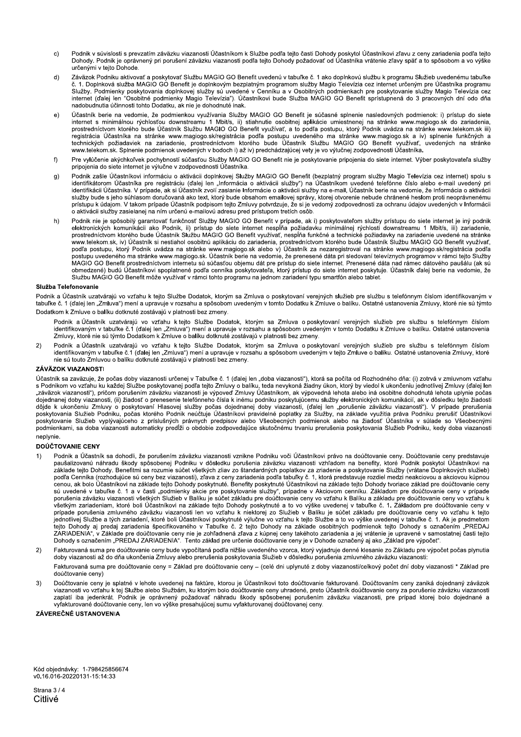c) Podnik v súvislosti s prevzatím záväzku viazanosti Účastníkom k Službe podľa tejto časti Dohody poskytol Účastníkovi zľavu z ceny zariadenia podľa tejto Dohody. Podnik je oprávnený pri porušení záväzku viazanosti podľa tejto Dohody požadovať od Účastníka vrátenie zľavy späť a to spôsobom a vo výške určenými v tejto Dohode.

d) Záväzok Podniku aktivovať a poskytovať Službu MAGIO GO Benefit uvedenú v tabuľke č. 1 ako doplnkovú službu k programu Služieb uvedenému tabuľke č. 1. Doplnková služba MAGIO GO Benefit je doplnkovým bezplatným programom služby Magio Televízia cez internet určeným pre Účastníka programu Služby. Podmienky poskytovania doplnkovej služby sú uvedené v Cenníku a v Osobitných podmienkach pre poskytovanie služby Magio Televízia cez internet (ďalej len "Osobitné podmienky Magio Televízia"). Účastníkovi bude Služba MAGIO GO Benefit sprístupnená do 3 pracovných dní odo dňa nadobudnutia účinnosti tohto Dodatku, ak nie je dohodnuté inak.

e) Účastník berie na vedomie, že podmienkou využívania Služby MAGIO GO Benefit je súčasné splnenie nasledovných podmienok: i) prístup do siete internet s minimálnou rýchlosťou downstreamu 1 Mbit/s, ii) stiahnutie osobitnej aplikácie umiestnenej na stránke www.magiogo.sk do zariadenia, prostredníctvom ktorého bude Účastník Službu MAGIO GO Benefit využívať, a to podľa postupu, ktorý Podnik uvádza na stránke www.telekom.sk iii) registrácia Účastníka na stránke www.magiogo.sk/registrácia podľa postupu uvedeného ma stránke www.magiogo.sk a iv) splnenie funkčných a technických požiadaviek na zariadenie, prostredníctvom ktorého bude Účastník Službu MAGIO GO Benefit využívať, uvedených na stránke www.telekom.sk. Splnenie podmienok uvedených v bodoch i) až iv) predchádzajúcej vety je vo výlučnej zodpovednosti Účastníka.

f) Pre vylúčenie akýchkoľvek pochybností súčasťou Služby MAGIO GO Benefit nie je poskytovanie pripojenia do siete internet. Výber poskytovateľa služby pripojenia do siete internet je výlučne v zodpovednosti Účastníka.

g) Podnik zašle Účastníkovi informáciu o aktivácii doplnkovej Služby MAGIO GO Benefit (bezplatný program služby Magio Televízia cez internet) spolu s identifikátorom Účastníka pre registráciu (ďalej len „Informácia o aktivácii služby") na Účastníkom uvedené telefónne číslo alebo e-mail uvedený pri identifikácii Účastníka. V prípade, ak si Účastník zvolí zaslanie Informácie o aktivácii služby na e-mail, Účastník berie na vedomie, že Informácia o aktivácii služby bude s jeho súhlasom doručovaná ako text, ktorý bude obsahom emailovej správy, ktorý otvorenie nebude chránené heslom proti neoprávnenému prístupu k údajom. V takom prípade Účastník podpisom tejto Zmluvy potvrdzuje, že si je vedomý zodpovednosti za ochranu údajov uvedených v Informácii o aktivácii služby zasielanej na ním určenú e-mailovú adresu pred prístupom tretích osôb.

h) Podnik nie je spôsobilý garantovať funkčnosť Služby MAGIO GO Benefit v prípade, ak i) poskytovateľom služby prístupu do siete internet je iný podnik elektronických komunikácií ako Podnik, ii) prístup do siete internet nespĺňa požiadavku minimálnej rýchlosti downstreamu 1 Mbit/s, iii) zariadenie, prostredníctvom ktorého bude Účastník Službu MAGIO GO Benefit využívať, nespĺňa funkčné a technické požiadavky na zariadenie uvedené na stránke www.telekom.sk, iv) Účastník si nestiahol osobitnú aplikáciu do zariadenia, prostredníctvom ktorého bude Účastník Službu MAGIO GO Benefit využívať, podľa postupu, ktorý Podnik uvádza na stránke www.magiogo.sk alebo v) Účastník za nezaregistroval na stránke www.magiogo.sk/registrácia podľa postupu uvedeného ma stránke www.magiogo.sk. Účastník berie na vedomie, že prenesené dáta pri sledovaní televíznych programov v rámci tejto Služby MAGIO GO Benefit prostredníctvom internetu sú súčasťou objemu dát pre prístup do siete internet. Prenesené dáta nad rámec dátového paušálu (ak sú obmedzené) budú Účastníkovi spoplatnené podľa cenníka poskytovateľa, ktorý prístup do siete internet poskytuje. Účastník ďalej berie na vedomie, že Službu MAGIO GO Benefit môže využívať v rámci tohto programu na jednom zariadení typu smartfón alebo tablet.

### Služba Telefonovanie

Podnik a Účastník uzatvárajú vo vzťahu k tejto Službe Dodatok, ktorým sa Zmluva o poskytovaní verejných služieb pre službu s telefónnym číslom identifikovaným v tabuľke č. 1 (ďalej len „Zmluva") mení a upravuje v rozsahu a spôsobom uvedeným v tomto Dodatku k Zmluve o balíku. Ostatné ustanovenia Zmluvy, ktoré nie sú týmto Dodatkom k Zmluve o balíku dotknuté zostávajú v platnosti bez zmeny.

Podnik a Účastník uzatvárajú vo vzťahu k tejto Službe Dodatok, ktorým sa Zmluva o poskytovaní verejných služieb pre službu s telefónnym číslom identifikovaným v tabuľke č.1 (ďalej len „Zmluva") mení a upravuje v rozsahu a spôsobom uvedeným v tomto Dodatku k Zmluve o balíku. Ostatné ustanovenia Zmluvy, ktoré nie sú týmto Dodatkom k Zmluve o balíku dotknuté zostávajú v platnosti bez zmeny.

2) Podnik a Účastník uzatvárajú vo vzťahu k tejto Službe Dodatok, ktorým sa Zmluva o poskytovaní verejných služieb pre službu s telefónnym číslom identifikovaným v tabuľke č.1 (ďalej len „Zmluva") mení a upravuje v rozsahu a spôsobom uvedeným v tejto Zmluve o balíku. Ostatné ustanovenia Zmluvy, ktoré nie sú touto Zmluvou o balíku dotknuté zostávajú v platnosti bez zmeny.

### ZÁVÄZOK VIAZANOSTI

Účastník sa zaväzuje, že počas doby viazanosti určenej v Tabuľke č. 1 (ďalej len „doba viazanosti"), ktorá sa počíta od Rozhodného dňa: (i) zotrvá v zmluvnom vzťahu s Podnikom vo vzťahu ku každej Službe poskytovanej podľa tejto Zmluvy o balíku, teda nevykoná žiadny úkon, ktorý by viedol k ukončeniu jednotlivej Zmluvy (ďalej len „záväzok viazanosti"), pričom porušením záväzku viazanosti je výpoveď Zmluvy Účastníkom, ak výpovedná lehota alebo iná osobitne dohodnutá lehota uplynie počas dojednanej doby viazanosti, (ii) žiadosť o prenesenie telefónneho čísla k inému podniku poskytujúcemu služby elektronických komunikácií, ak v dôsledku tejto žiadosti dôjde k ukončeniu Zmluvy o poskytovaní Hlasovej služby počas dojednanej doby viazanosti, (ďalej len „porušenie záväzku viazanosti"). V prípade prerušenia poskytovania Služieb Podniku, počas ktorého Podnik neúčtuje Účastníkovi pravidelné poplatky za Služby, na základe využitia práva Podniku prerušiť Účastníkovi poskytovanie Služieb vyplývajúceho z príslušných právnych predpisov alebo Všeobecných podmienok alebo na žiadosť Účastníka v súlade so Všeobecnými podmienkami, sa doba viazanosti automaticky predĺži o obdobie zodpovedajúce skutočnému trvaniu prerušenia poskytovania Služieb Podniku, kedy doba viazanosti neplynie.

### DOÚČTOVANIE CENY

1) Podnik a Účastník sa dohodli, že porušením záväzku viazanosti vznikne Podniku voči Účastníkovi právo na doúčtovanie ceny. Doúčtovanie ceny predstavuje paušalizovanú náhradu škody spôsobenej Podniku v dôsledku porušenia záväzku viazanosti vzhľadom na benefity, ktoré Podnik poskytol Účastníkovi na základe tejto Dohody. Benefitmi sa rozumie súčet všetkých zliav zo štandardných poplatkov za zriadenie a poskytovanie Služby (vrátane Doplnkových služieb) podľa Cenníka (rozhodujúce sú ceny bez viazanosti), zľava z ceny zariadenia podľa tabuľky č. 1, ktorá predstavuje rozdiel medzi neakciovou a akciovou kúpnou cenou, ak bolo Účastníkovi na základe tejto Dohody poskytnuté. Benefity poskytnuté Účastníkovi na základe tejto Dohody tvoriace základ pre doúčtovanie ceny sú uvedené v tabuľke č. 1 a v časti „podmienky akcie pre poskytovanie služby", prípadne v Akciovom cenníku. Základom pre doúčtovanie ceny v prípade porušenia záväzku viazanosti všetkých Služieb v Balíku je súčet základu pre doúčtovanie ceny vo vzťahu k Balíku a základu pre doúčtovanie ceny vo vzťahu k všetkým zariadeniam, ktoré boli Účastníkovi na základe tejto Dohody poskytnuté a to vo výške uvedenej v tabuľke č. 1. Základom pre doúčtovanie ceny v prípade porušenia zmluvného záväzku viazanosti len vo vzťahu k niektorej zo Služieb v Balíku je súčet základu pre doúčtovanie ceny vo vzťahu k tejto jednotlivej Službe a tých zariadení, ktoré boli Účastníkovi poskytnuté výlučne vo vzťahu k tejto Službe a to vo výške uvedenej v tabuľke č. 1. Ak je predmetom tejto Dohody aj predaj zariadenia špecifikovaného v Tabuľke č. 2 tejto Dohody na základe osobitných podmienok tejto Dohody s označením „PREDAJ ZARIADENIA", v Základe pre doúčtovanie ceny nie je zohľadnená zľava z kúpnej ceny takéhoto zariadenia a jej vrátenie je upravené v samostatnej časti tejto Dohody s označením „PREDAJ ZARIADENIA". Tento základ pre určenie doúčtovanie ceny je v Dohode označený aj ako „Základ pre výpočet".

2) Fakturovaná suma pre doúčtovanie ceny bude vypočítaná podľa nižšie uvedeného vzorca, ktorý vyjadruje denné klesanie zo Základu pre výpočet počas plynutia doby viazanosti až do dňa ukončenia Zmluvy alebo prerušenia poskytovania Služieb v dôsledku porušenia zmluvného záväzku viazanosti:

   Fakturovaná suma pre doúčtovanie ceny = Základ pre doúčtovanie ceny – (celé dni uplynuté z doby viazanosti/celkový počet dní doby viazanosti * Základ pre doúčtovanie ceny)

3) Doúčtovanie ceny je splatné v lehote uvedenej na faktúre, ktorou je Účastníkovi toto doúčtovanie fakturované. Doúčtovaním ceny zaniká dojednaný záväzok viazanosti vo vzťahu k tej Službe alebo Službám, ku ktorým bolo doúčtovanie ceny uhradené, preto Účastník doúčtovanie ceny za porušenie záväzku viazanosti zaplatí iba jedenkrát. Podnik je oprávnený požadovať náhradu škody spôsobenej porušením záväzku viazanosti, pre prípad ktorej bolo dojednané a vyfakturované doúčtovanie ceny, len vo výške presahujúcej sumu vyfakturovanej doúčtovanej ceny.

### ZÁVEREČNÉ USTANOVENIA

Kód objednávky: 1-798425856674
v0.16.016-20220131-15:14:33

Citlivé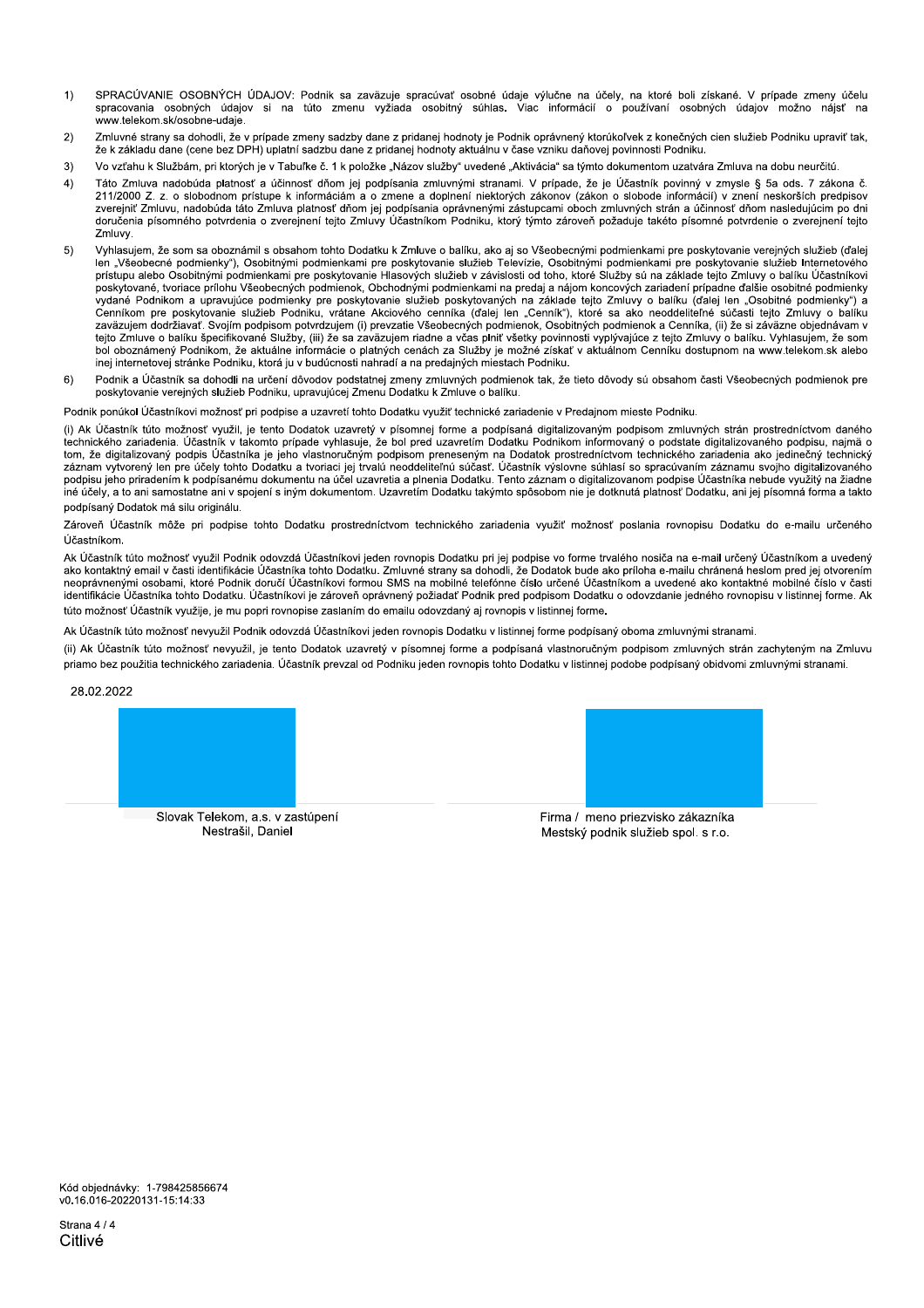1) SPRACÚVANIE OSOBNÝCH ÚDAJOV: Podnik sa zaväzuje spracúvať osobné údaje výlučne na účely, na ktoré boli získané. V prípade zmeny účelu spracovania osobných údajov si na túto zmenu vyžiada osobitný súhlas. Viac informácií o používaní osobných údajov možno nájsť na www.telekom.sk/osobne-udaje.

2) Zmluvné strany sa dohodli, že v prípade zmeny sadzby dane z pridanej hodnoty je Podnik oprávnený ktorúkoľvek z konečných cien služieb Podniku upraviť tak, že k základu dane (cene bez DPH) uplatní sadzbu dane z pridanej hodnoty aktuálnu v čase vzniku daňovej povinnosti Podniku.

3) Vo vzťahu k Službám, pri ktorých je v Tabuľke č. 1 k položke „Názov služby" uvedené „Aktivácia" sa týmto dokumentom uzatvára Zmluva na dobu neurčitú.

4) Táto Zmluva nadobúda platnosť a účinnosť dňom jej podpísania zmluvnými stranami. V prípade, že je Účastník povinný v zmysle § 5a ods. 7 zákona č. 211/2000 Z. z. o slobodnom prístupe k informáciám a o zmene a doplnení niektorých zákonov (zákon o slobode informácií) v znení neskorších predpisov zverejniť Zmluvu, nadobúda táto Zmluva platnosť dňom jej podpísania oprávnenými zástupcami oboch zmluvných strán a účinnosť dňom nasledujúcim po dni doručenia písomného potvrdenia o zverejnení tejto Zmluvy Účastníkom Podniku, ktorý týmto zároveň požaduje takéto písomné potvrdenie o zverejnení tejto Zmluvy.

5) Vyhlasujem, že som sa oboznámil s obsahom tohto Dodatku k Zmluve o balíku, ako aj so Všeobecnými podmienkami pre poskytovanie verejných služieb (ďalej len „Všeobecné podmienky"), Osobitnými podmienkami pre poskytovanie služieb Televízie, Osobitnými podmienkami pre poskytovanie služieb Internetového prístupu alebo Osobitnými podmienkami pre poskytovanie Hlasových služieb v závislosti od toho, ktoré Služby sú na základe tejto Zmluvy o balíku Účastníkovi poskytované, tvoriace prílohu Všeobecných podmienok, Obchodnými podmienkami na predaj a nájom koncových zariadení prípadne ďalšie osobitné podmienky vydané Podnikom a upravujúce podmienky pre poskytovanie služieb poskytovaných na základe tejto Zmluvy o balíku (ďalej len „Osobitné podmienky") a Cenníkom pre poskytovanie služieb Podniku, vrátane Akciového cenníka (ďalej len „Cenník"), ktoré sa ako neoddeliteľné súčasti tejto Zmluvy o balíku zaväzujem dodržiavať. Svojím podpisom potvrdzujem (i) prevzatie Všeobecných podmienok, Osobitných podmienok a Cenníka, (ii) že si záväzne objednávam v tejto Zmluve o balíku špecifikované Služby, (iii) že sa zaväzujem riadne a včas plniť všetky povinnosti vyplývajúce z tejto Zmluvy o balíku. Vyhlasujem, že som bol oboznámený Podnikom, že aktuálne informácie o platných cenách za Služby je možné získať v aktuálnom Cenníku dostupnom na www.telekom.sk alebo inej internetovej stránke Podniku, ktorá ju v budúcnosti nahradí a na predajných miestach Podniku.

6) Podnik a Účastník sa dohodli na určení dôvodov podstatnej zmeny zmluvných podmienok tak, že tieto dôvody sú obsahom časti Všeobecných podmienok pre poskytovanie verejných služieb Podniku, upravujúcej Zmenu Dodatku k Zmluve o balíku.

Podnik ponúkol Účastníkovi možnosť pri podpise a uzavretí tohto Dodatku využiť technické zariadenie v Predajnom mieste Podniku.

(i) Ak Účastník túto možnosť využil, je tento Dodatok uzavretý v písomnej forme a podpísaná digitalizovaným podpisom zmluvných strán prostredníctvom daného technického zariadenia. Účastník v takomto prípade vyhlasuje, že bol pred uzavretím Dodatku Podnikom informovaný o podstate digitalizovaného podpisu, najmä o tom, že digitalizovaný podpis Účastníka je jeho vlastnoručným podpisom preneseným na Dodatok prostredníctvom technického zariadenia ako jedinečný technický záznam vytvorený len pre účely tohto Dodatku a tvoriaci jej trvalú neoddeliteľnú súčasť. Účastník výslovne súhlasí so spracúvaním záznamu svojho digitalizovaného podpisu jeho priradením k podpísanému dokumentu na účel uzavretia a plnenia Dodatku. Tento záznam o digitalizovanom podpise Účastníka nebude využitý na žiadne iné účely, a to ani samostatne ani v spojení s iným dokumentom. Uzavretím Dodatku takýmto spôsobom nie je dotknutá platnosť Dodatku, ani jej písomná forma a takto podpísaný Dodatok má silu originálu.

Zároveň Účastník môže pri podpise tohto Dodatku prostredníctvom technického zariadenia využiť možnosť poslania rovnopisu Dodatku do e-mailu určeného Účastníkom.

Ak Účastník túto možnosť využil Podnik odovzdá Účastníkovi jeden rovnopis Dodatku pri jej podpise vo forme trvalého nosiča na e-mail určený Účastníkom a uvedený ako kontaktný email v časti identifikácie Účastníka tohto Dodatku. Zmluvné strany sa dohodli, že Dodatok bude ako príloha e-mailu chránená heslom pred jej otvorením neoprávnenými osobami, ktoré Podnik doručí Účastníkovi formou SMS na mobilné telefónne číslo určené Účastníkom a uvedené ako kontaktné mobilné číslo v časti identifikácie Účastníka tohto Dodatku. Účastníkovi je zároveň oprávnený požiadať Podnik pred podpisom Dodatku o odovzdanie jedného rovnopisu v listinnej forme. Ak túto možnosť Účastník využije, je mu popri rovnopise zaslaním do emailu odovzdaný aj rovnopis v listinnej forme.

Ak Účastník túto možnosť nevyužil Podnik odovzdá Účastníkovi jeden rovnopis Dodatku v listinnej forme podpísaný oboma zmluvnými stranami.

(ii) Ak Účastník túto možnosť nevyužil, je tento Dodatok uzavretý v písomnej forme a podpísaná vlastnoručným podpisom zmluvných strán zachyteným na Zmluvu priamo bez použitia technického zariadenia. Účastník prevzal od Podniku jeden rovnopis tohto Dodatku v listinnej podobe podpísaný obidvomi zmluvnými stranami.

28.02.2022

| | |
|---|---|
| Slovak Telekom, a.s. v zastúpení<br>Nestrašil, Daniel | Firma / meno priezvisko zákazníka<br>Mestský podnik služieb spol. s r.o. |

Kód objednávky: 1-798425856674
v0.16.016-20220131-15:14:33

Citlivé